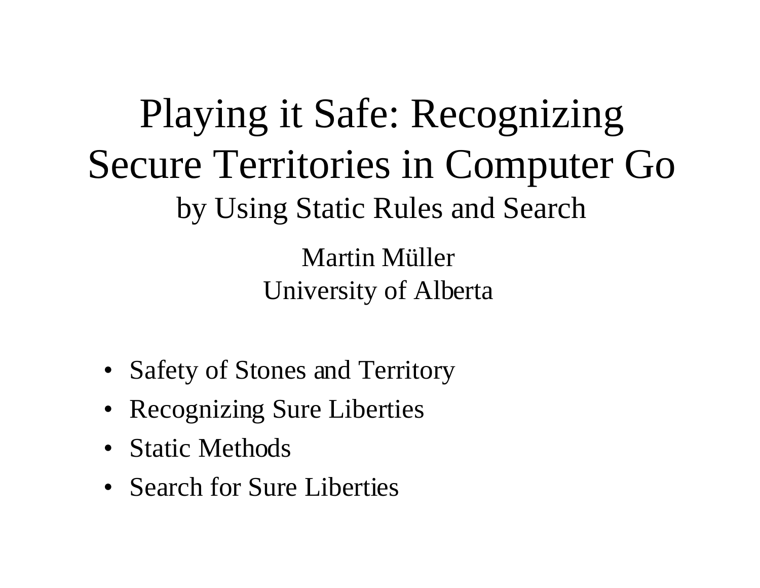# Playing it Safe: Recognizing Secure Territories in Computer Go

## by Using Static Rules and Search

Martin Müller

University of Alberta

- Safety of Stones and Territory
- Recognizing Sure Liberties
- Static Methods
- Search for Sure Liberties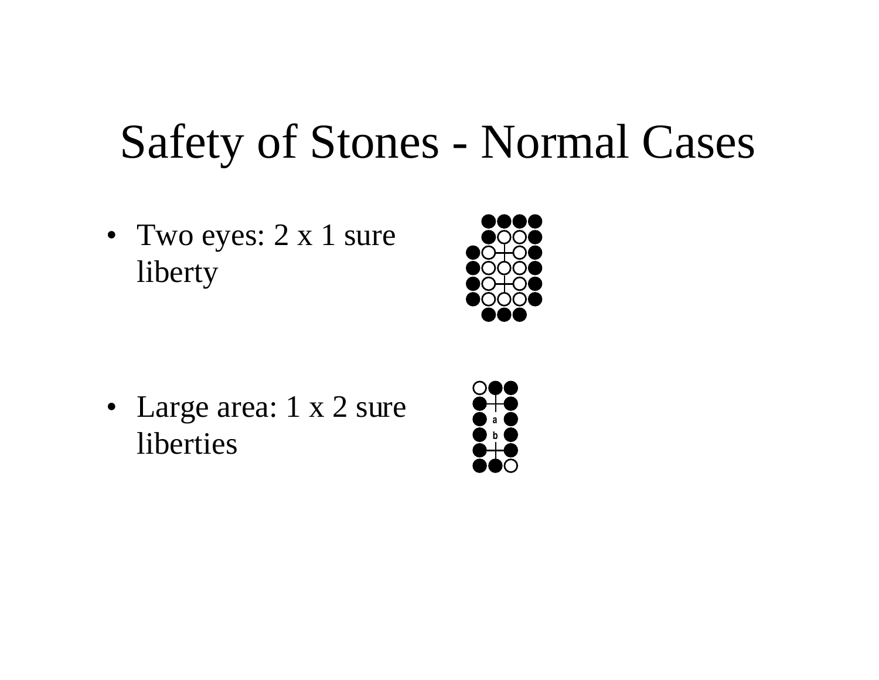# Safety of Stones - Normal Cases

- Two eyes: 2 x 1 sure liberty

- Large area: 1 x 2 sure liberties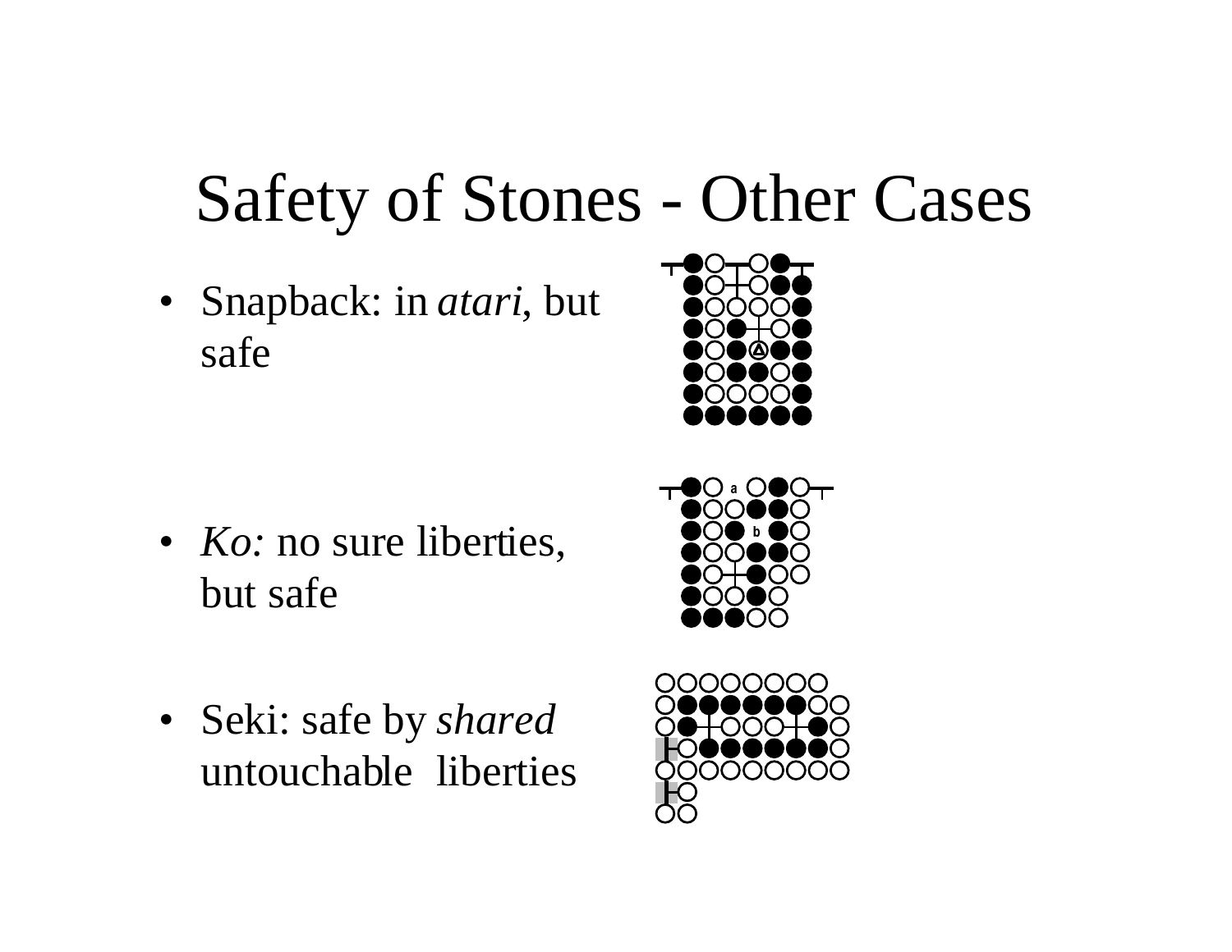# Safety of Stones - Other Cases

- Snapback: in *atari*, but safe

- *Ko:* no sure liberties, but safe

- Seki: safe by *shared* untouchable liberties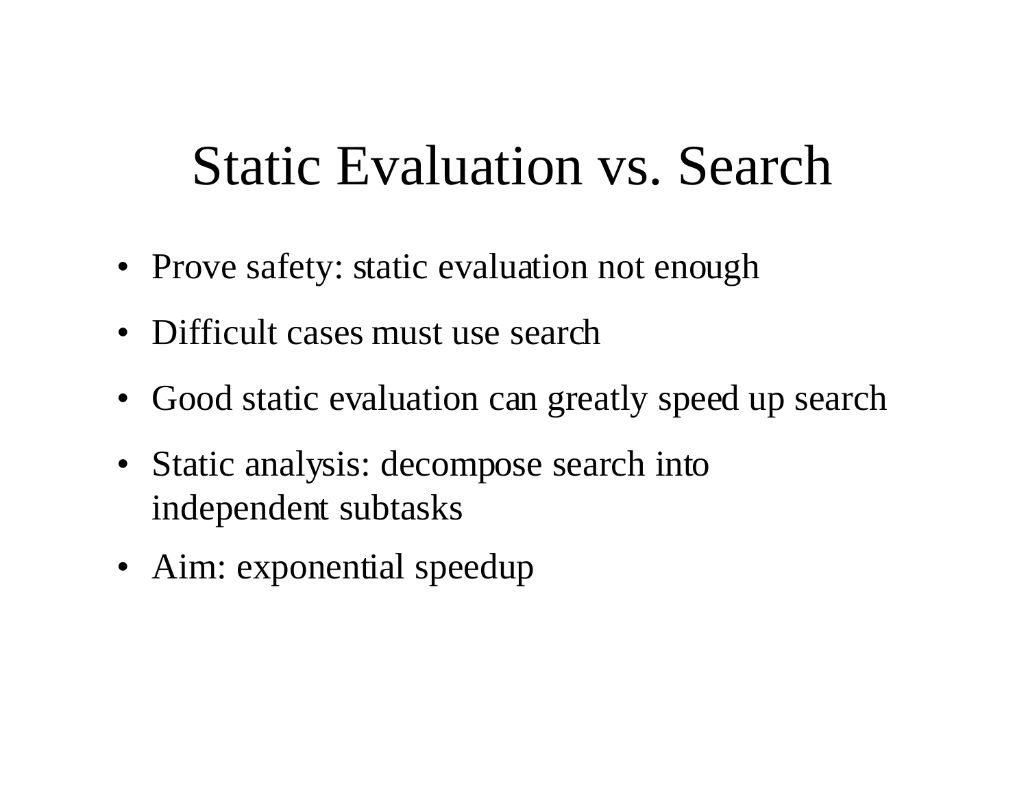# Static Evaluation vs. Search

- Prove safety: static evaluation not enough
- Difficult cases must use search
- Good static evaluation can greatly speed up search
- Static analysis: decompose search into independent subtasks
- Aim: exponential speedup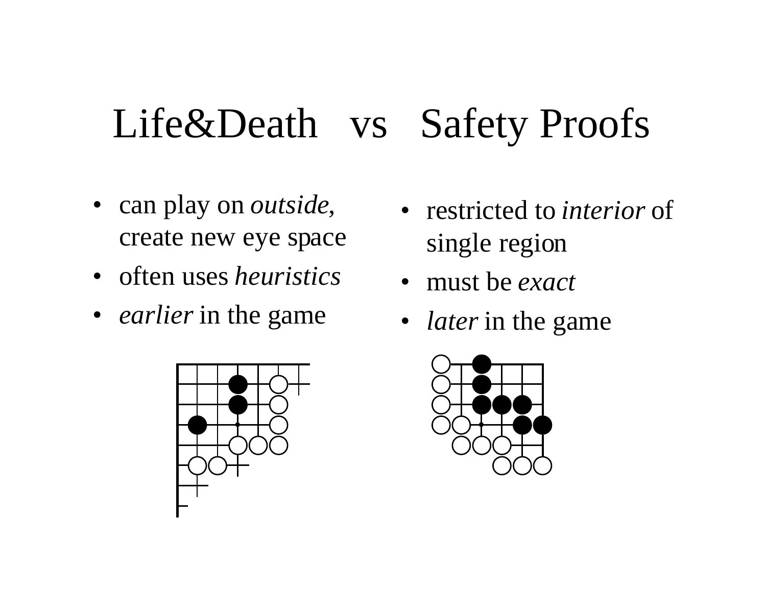# Life&Death vs Safety Proofs

- can play on *outside*, create new eye space
- often uses *heuristics*
- *earlier* in the game

- restricted to *interior* of single region
- must be *exact*
- *later* in the game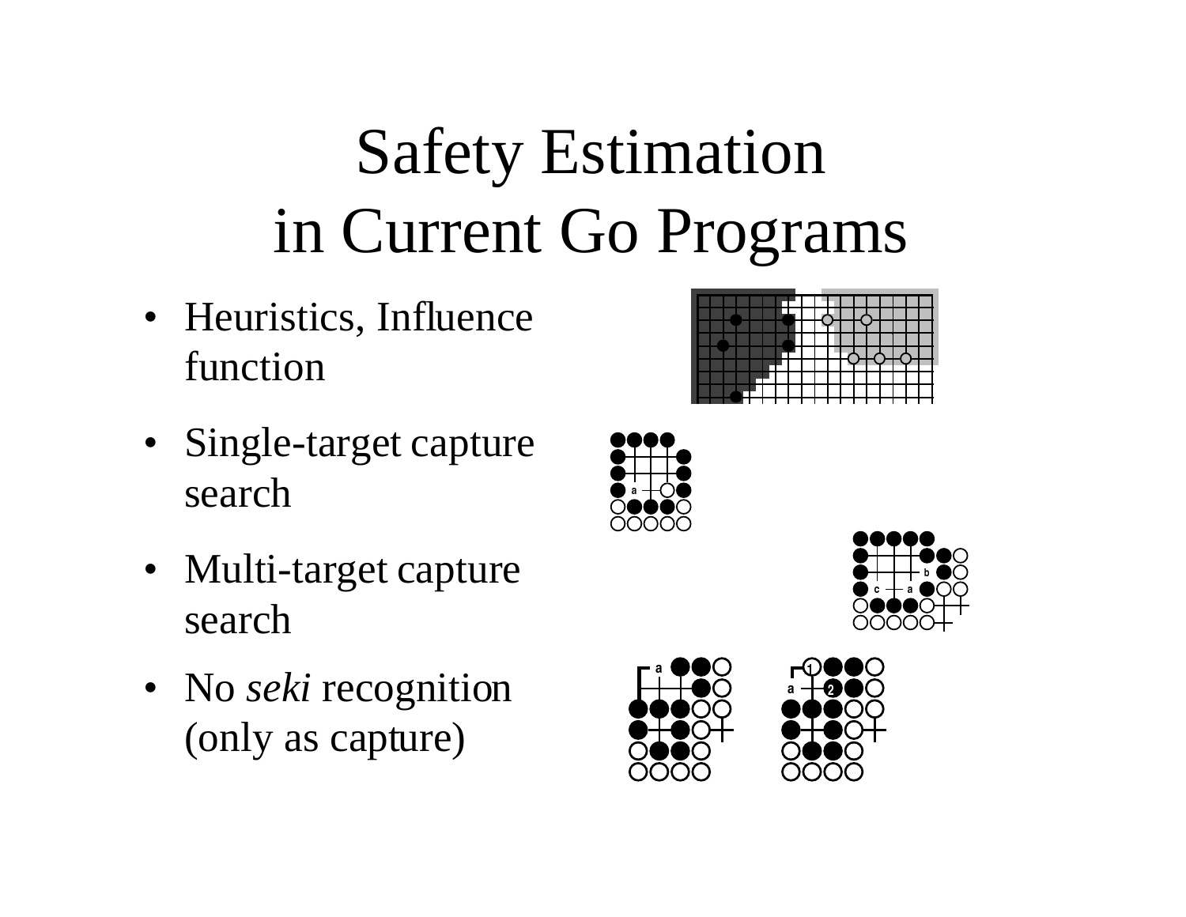# Safety Estimation in Current Go Programs

- Heuristics, Influence function
- Single-target capture search
- Multi-target capture search
- No *seki* recognition (only as capture)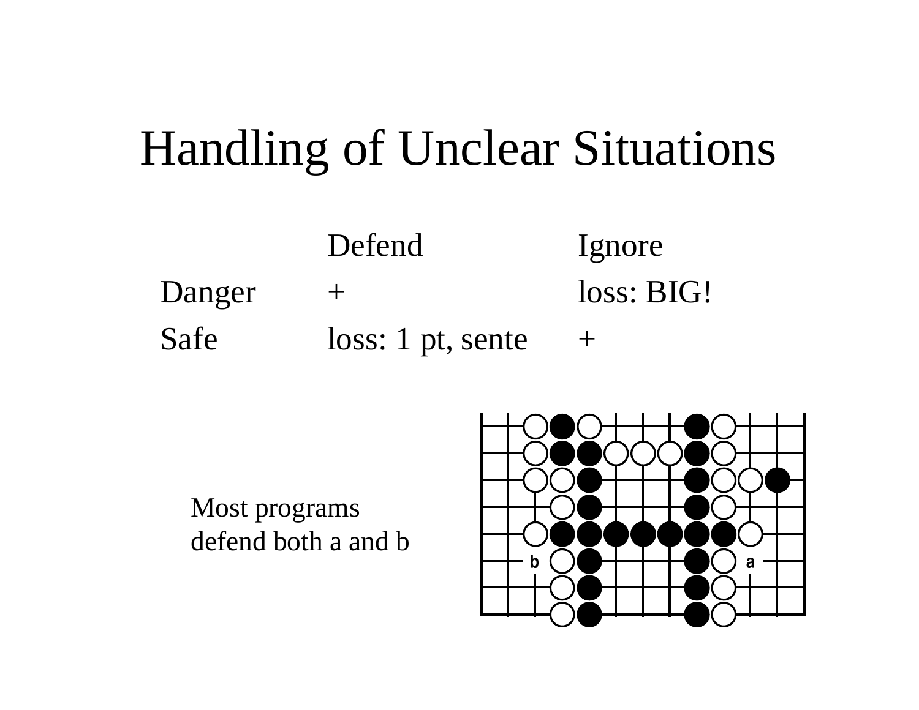# Handling of Unclear Situations

| | Defend | Ignore |
|---|---|---|
| Danger | + | loss: BIG! |
| Safe | loss: 1 pt, sente | + |

Most programs defend both a and b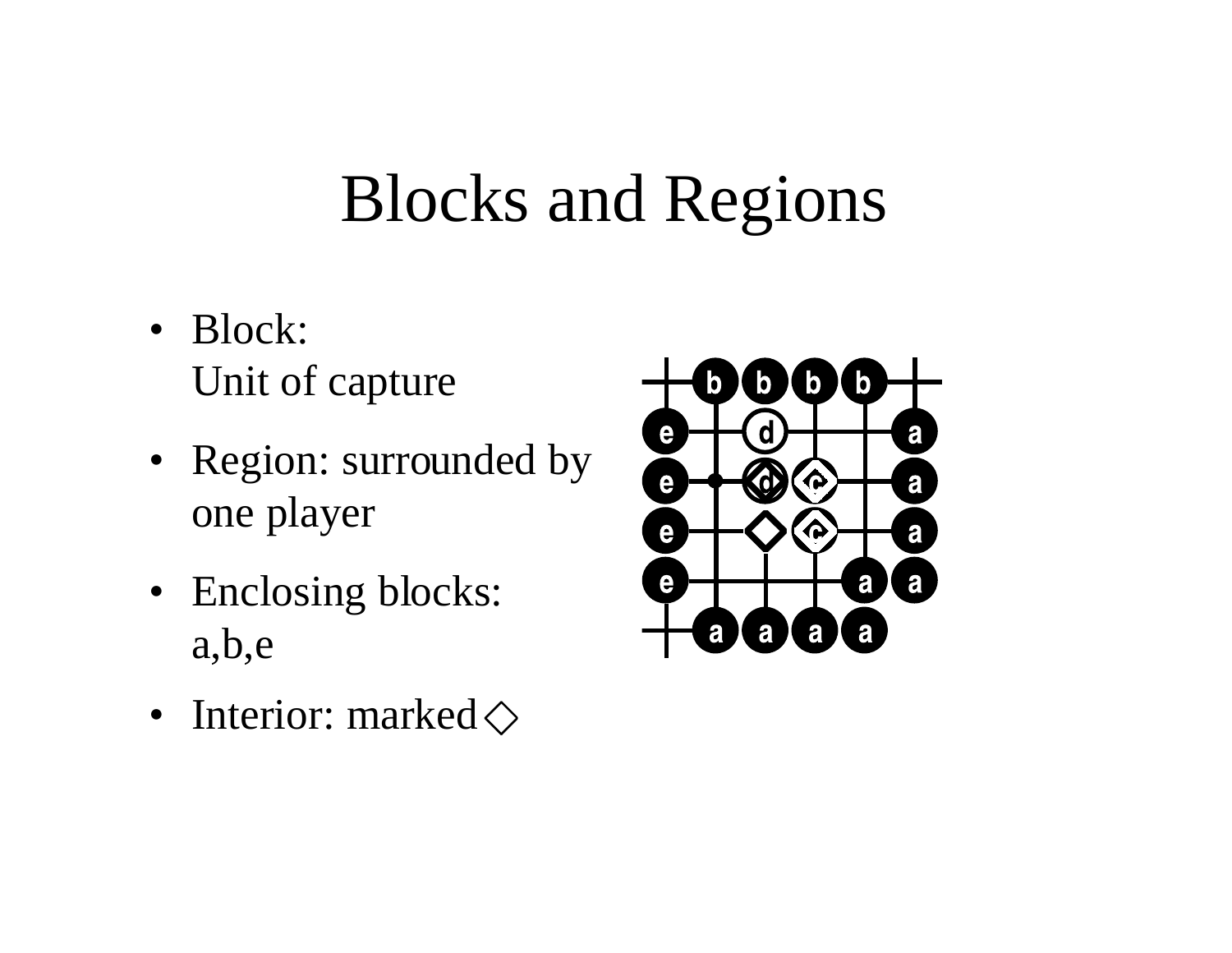# Blocks and Regions

- Block:
  Unit of capture
- Region: surrounded by one player
- Enclosing blocks: a,b,e
- Interior: marked ◇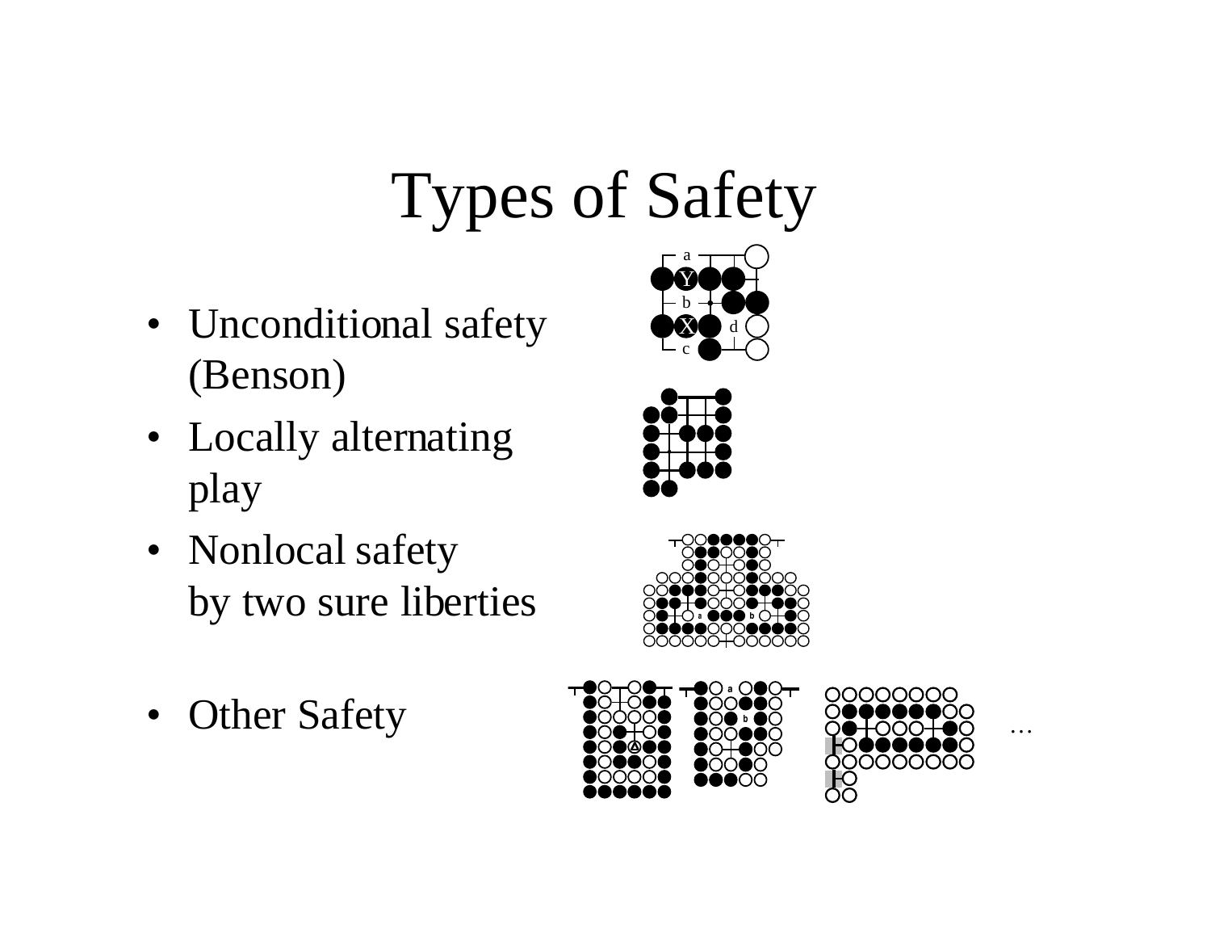# Types of Safety

- Unconditional safety (Benson)
- Locally alternating play
- Nonlocal safety by two sure liberties
- Other Safety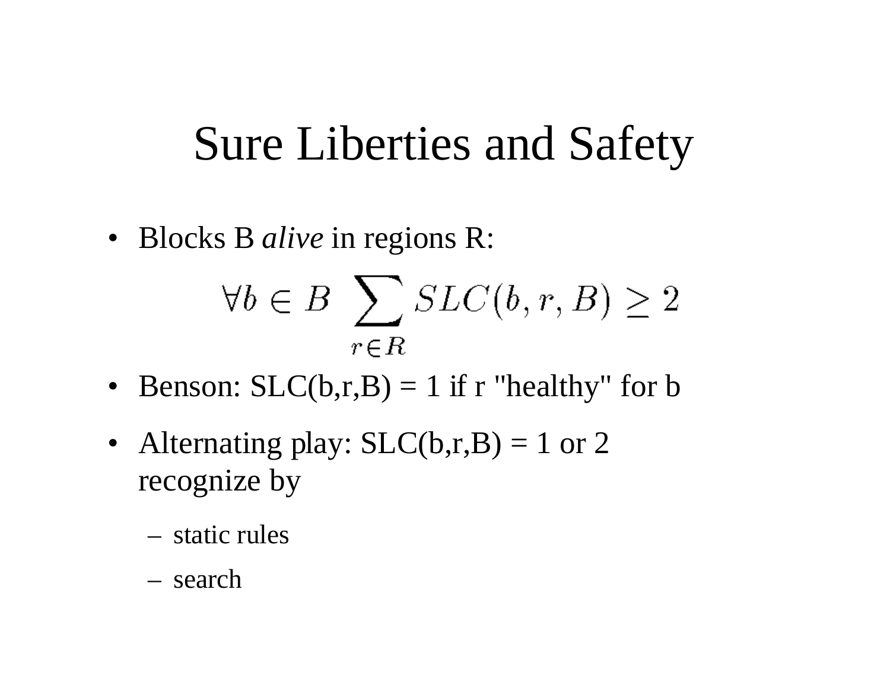# Sure Liberties and Safety

- Blocks B *alive* in regions R:

$$\forall b \in B \ \sum_{r \in R} SLC(b, r, B) \geq 2$$

- Benson: SLC(b,r,B) = 1 if r "healthy" for b
- Alternating play: SLC(b,r,B) = 1 or 2 recognize by
  - static rules
  - search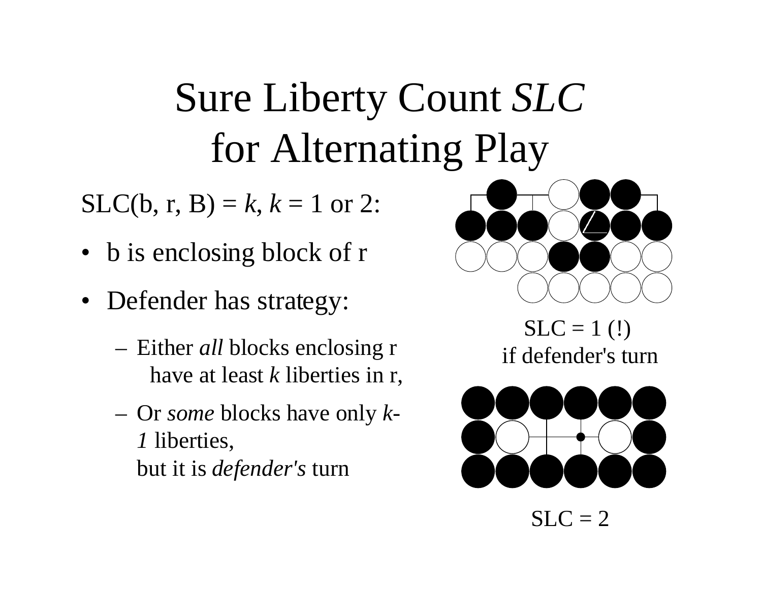# Sure Liberty Count *SLC* for Alternating Play

SLC(b, r, B) = *k*, *k* = 1 or 2:

- b is enclosing block of r
- Defender has strategy:
  - Either *all* blocks enclosing r have at least *k* liberties in r,
  - Or *some* blocks have only *k-1* liberties, but it is *defender's* turn

SLC = 1 (!) if defender's turn

SLC = 2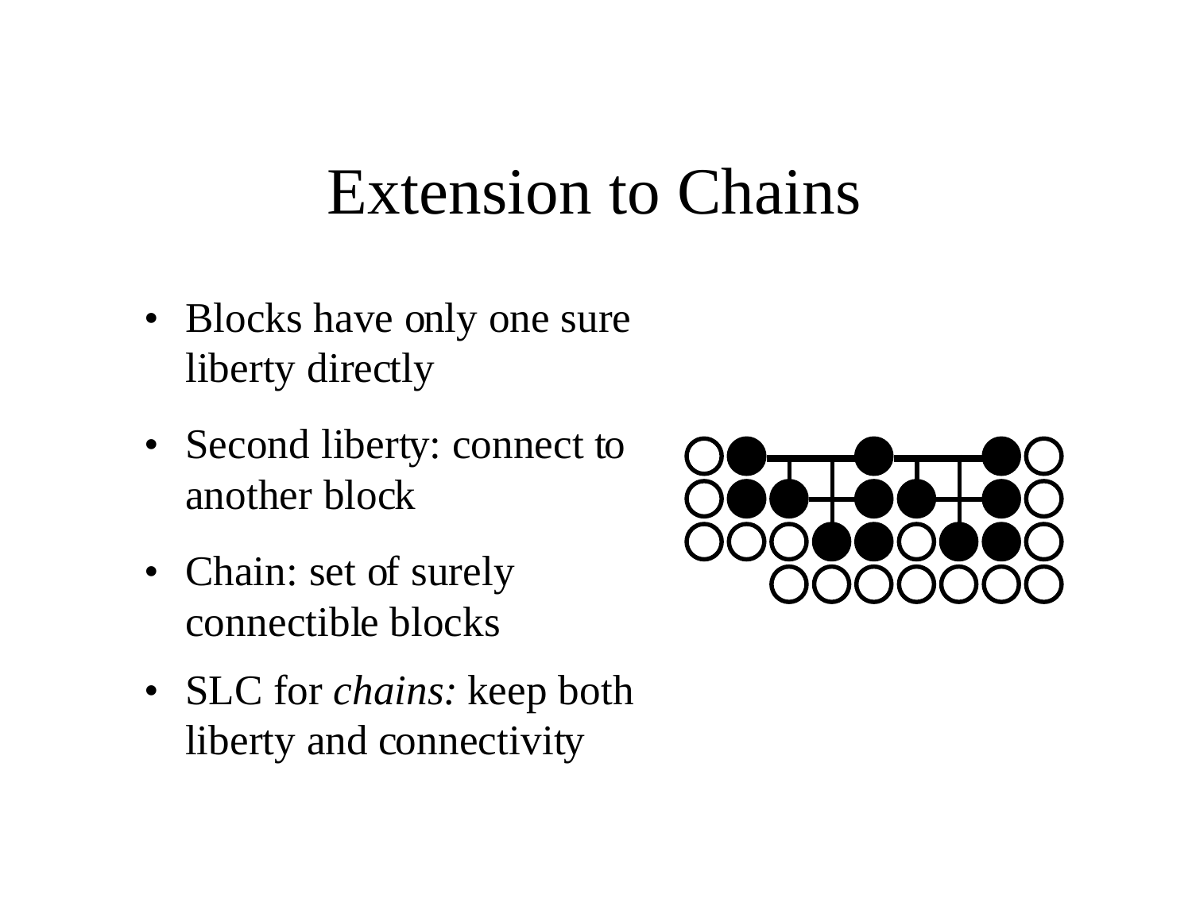# Extension to Chains

- Blocks have only one sure liberty directly
- Second liberty: connect to another block
- Chain: set of surely connectible blocks
- SLC for *chains:* keep both liberty and connectivity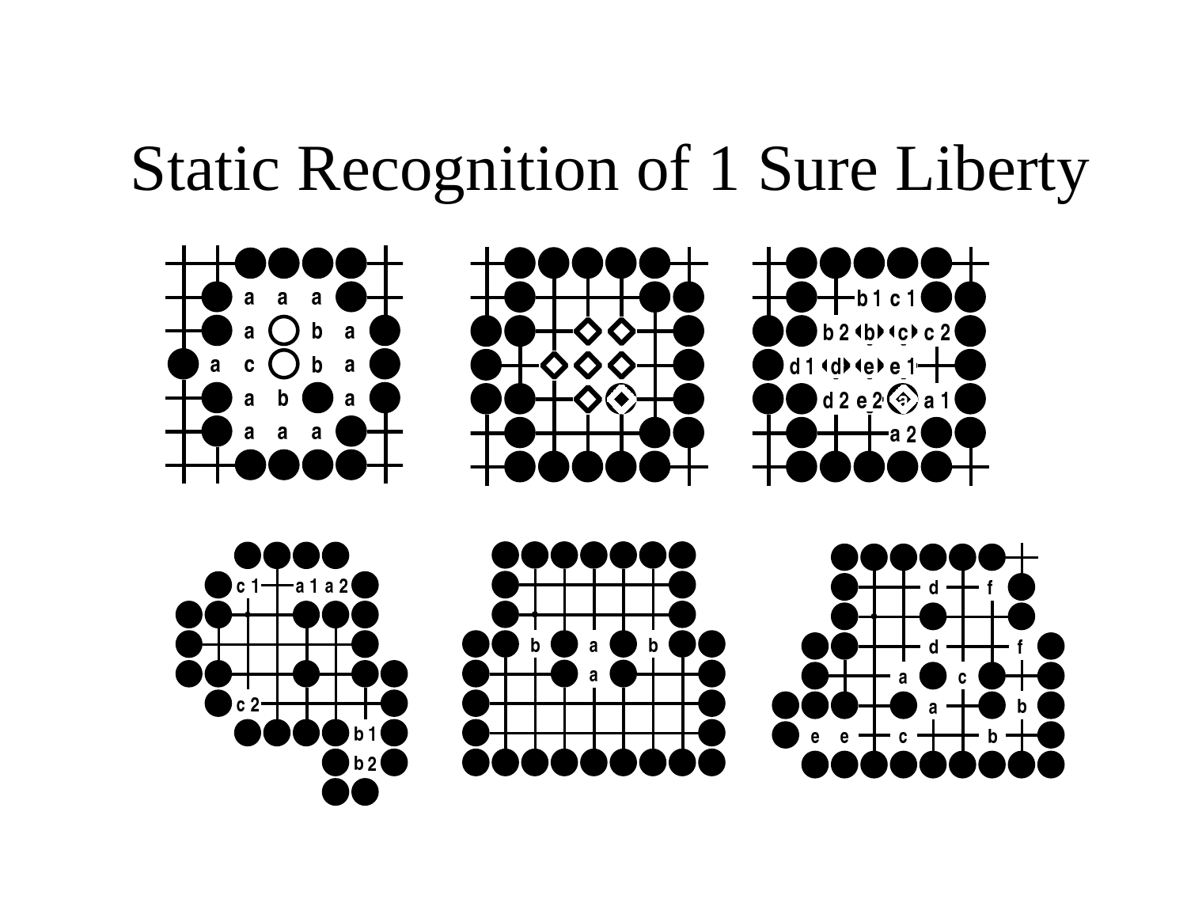# Static Recognition of 1 Sure Liberty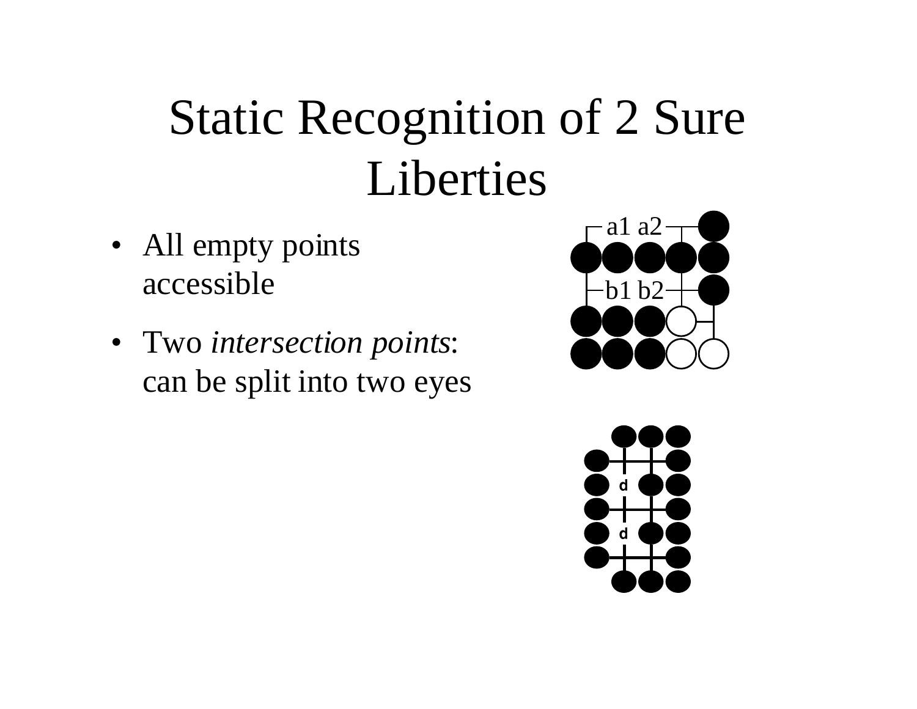# Static Recognition of 2 Sure Liberties

- All empty points accessible
- Two *intersection points*: can be split into two eyes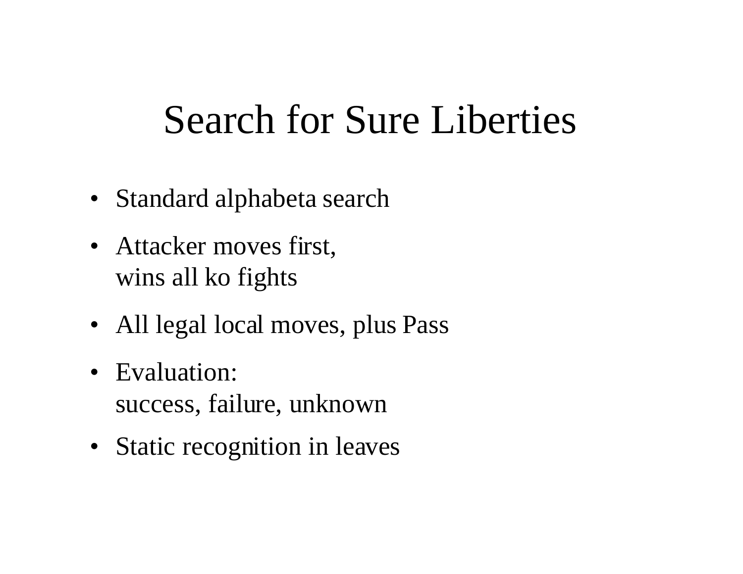# Search for Sure Liberties

- Standard alphabeta search
- Attacker moves first,
  wins all ko fights
- All legal local moves, plus Pass
- Evaluation:
  success, failure, unknown
- Static recognition in leaves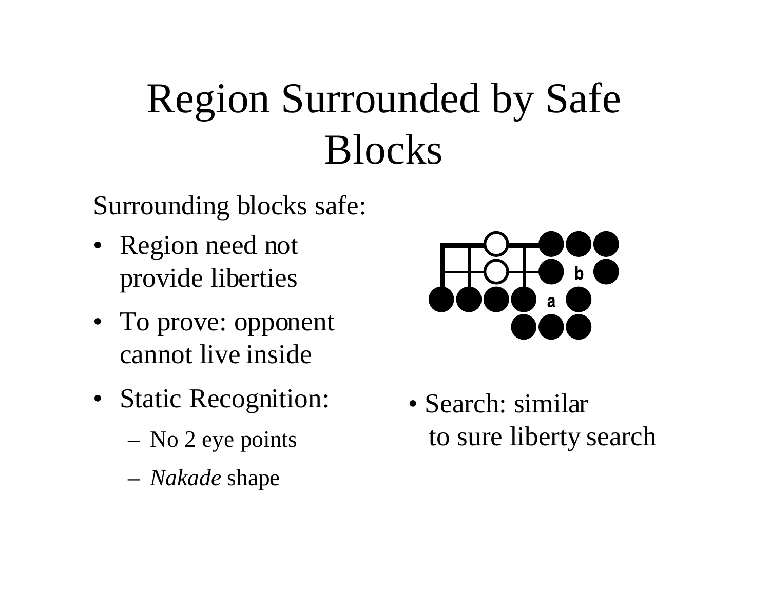# Region Surrounded by Safe Blocks

Surrounding blocks safe:

- Region need not provide liberties
- To prove: opponent cannot live inside
- Static Recognition:
  - No 2 eye points
  - *Nakade* shape

- Search: similar to sure liberty search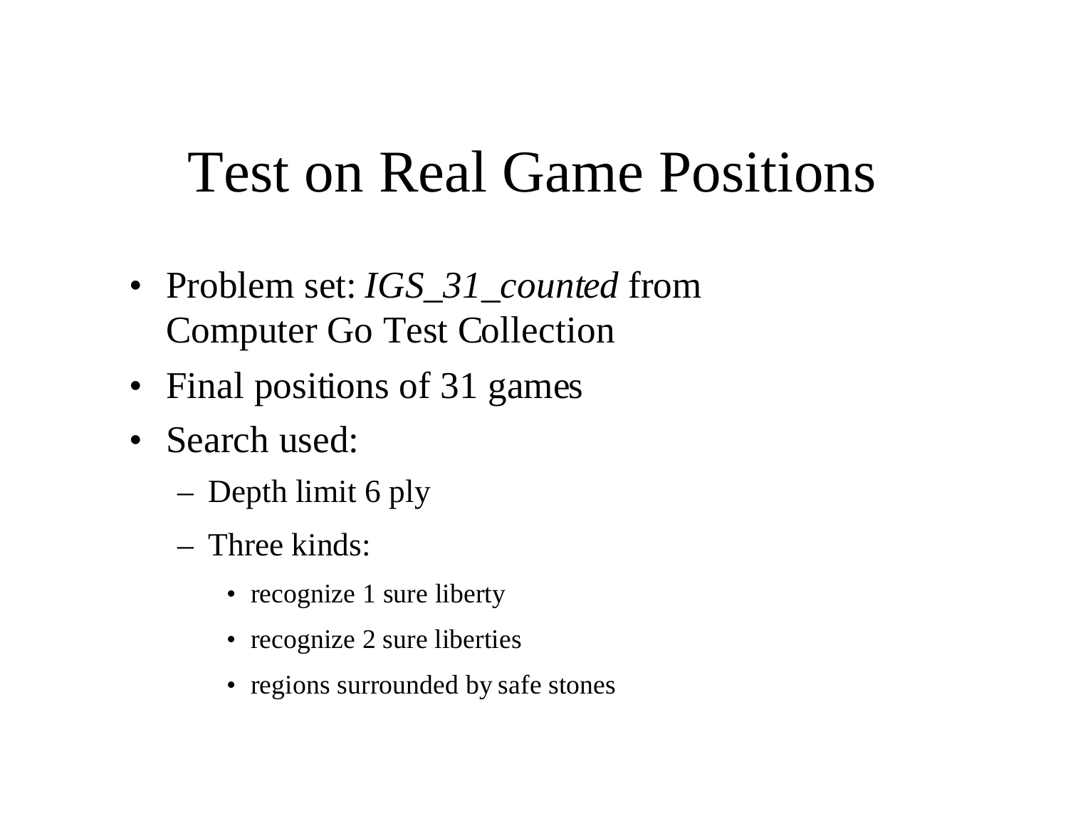# Test on Real Game Positions

- Problem set: *IGS_31_counted* from Computer Go Test Collection
- Final positions of 31 games
- Search used:
  - Depth limit 6 ply
  - Three kinds:
    - recognize 1 sure liberty
    - recognize 2 sure liberties
    - regions surrounded by safe stones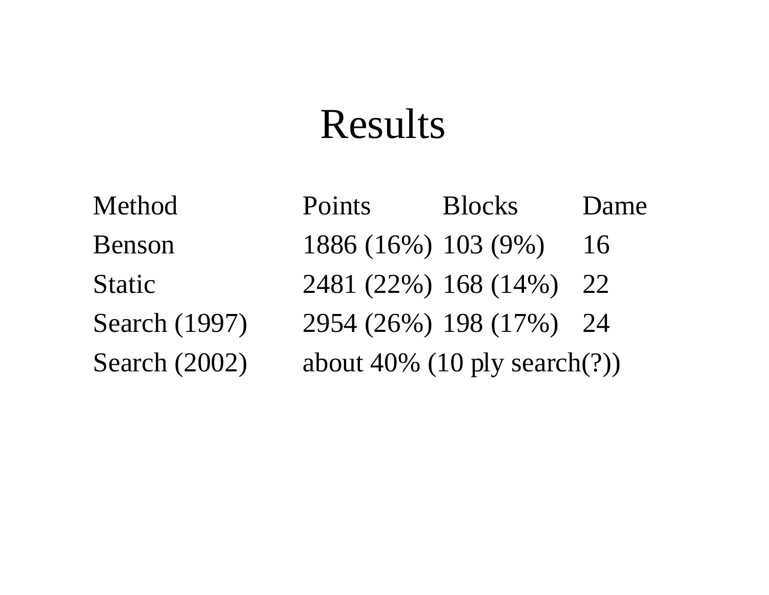# Results

| Method | Points | Blocks | Dame |
| --- | --- | --- | --- |
| Benson | 1886 (16%) | 103 (9%) | 16 |
| Static | 2481 (22%) | 168 (14%) | 22 |
| Search (1997) | 2954 (26%) | 198 (17%) | 24 |
| Search (2002) | about 40% (10 ply search(?)) | | |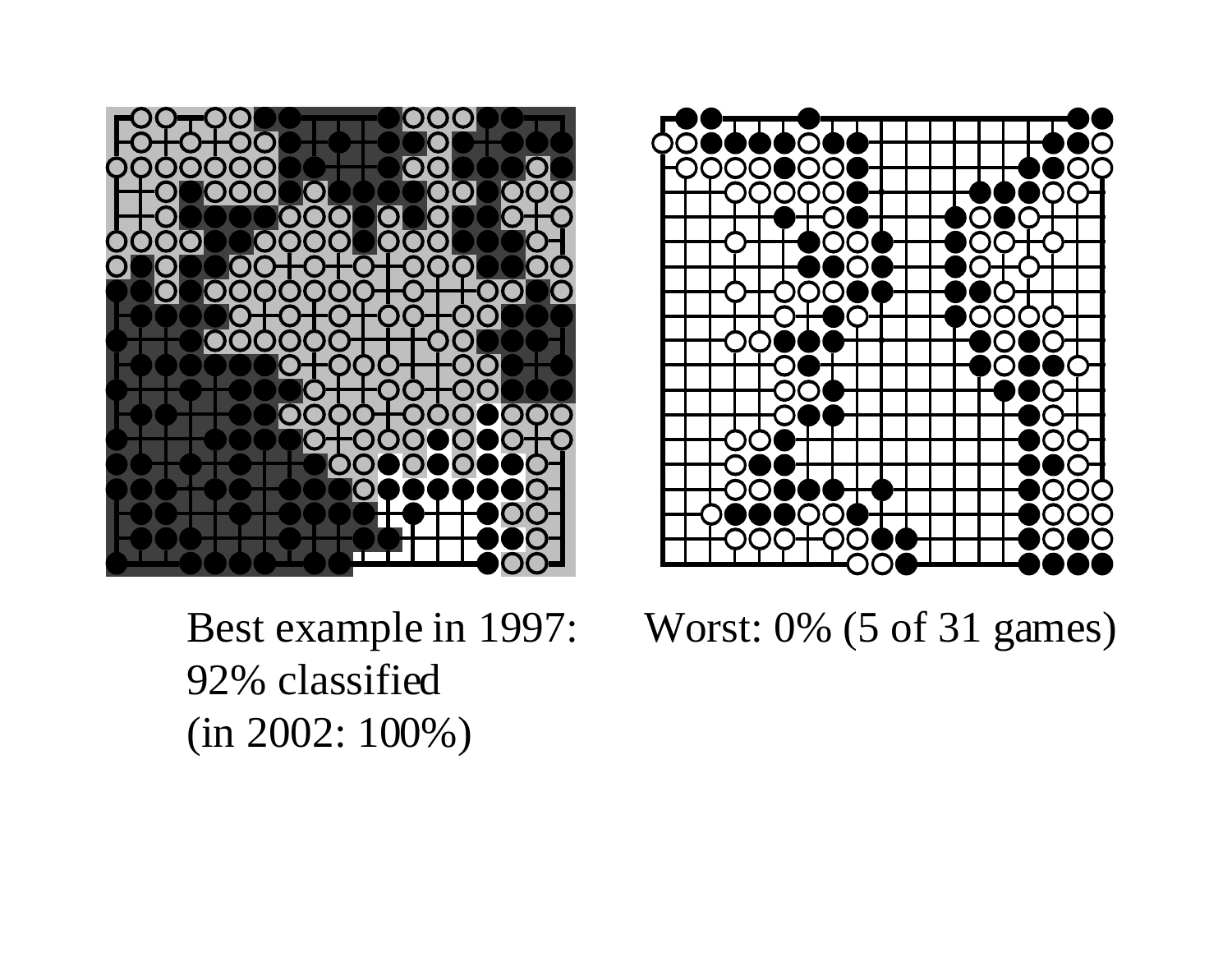Best example in 1997:
92% classified
(in 2002: 100%)

Worst: 0% (5 of 31 games)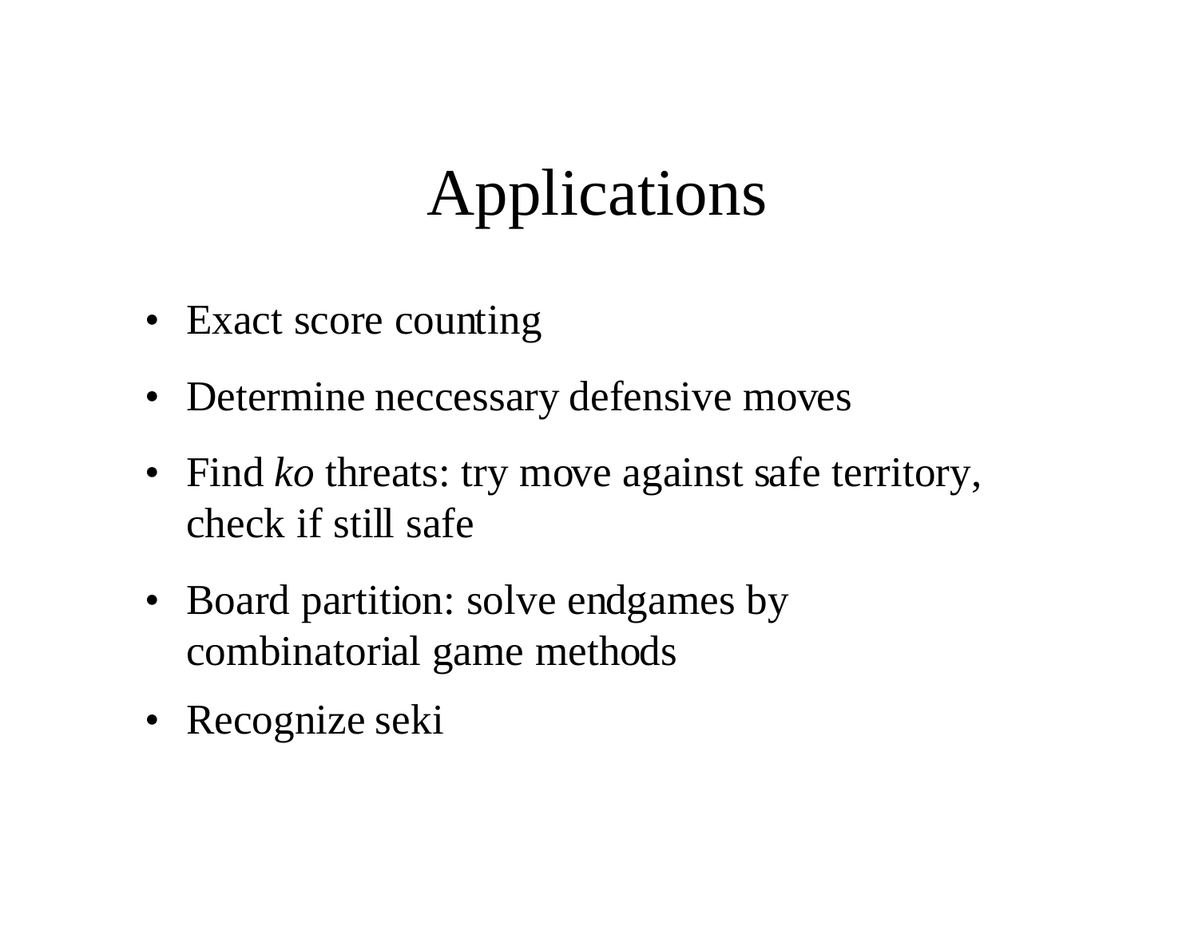# Applications

- Exact score counting
- Determine neccessary defensive moves
- Find *ko* threats: try move against safe territory, check if still safe
- Board partition: solve endgames by combinatorial game methods
- Recognize seki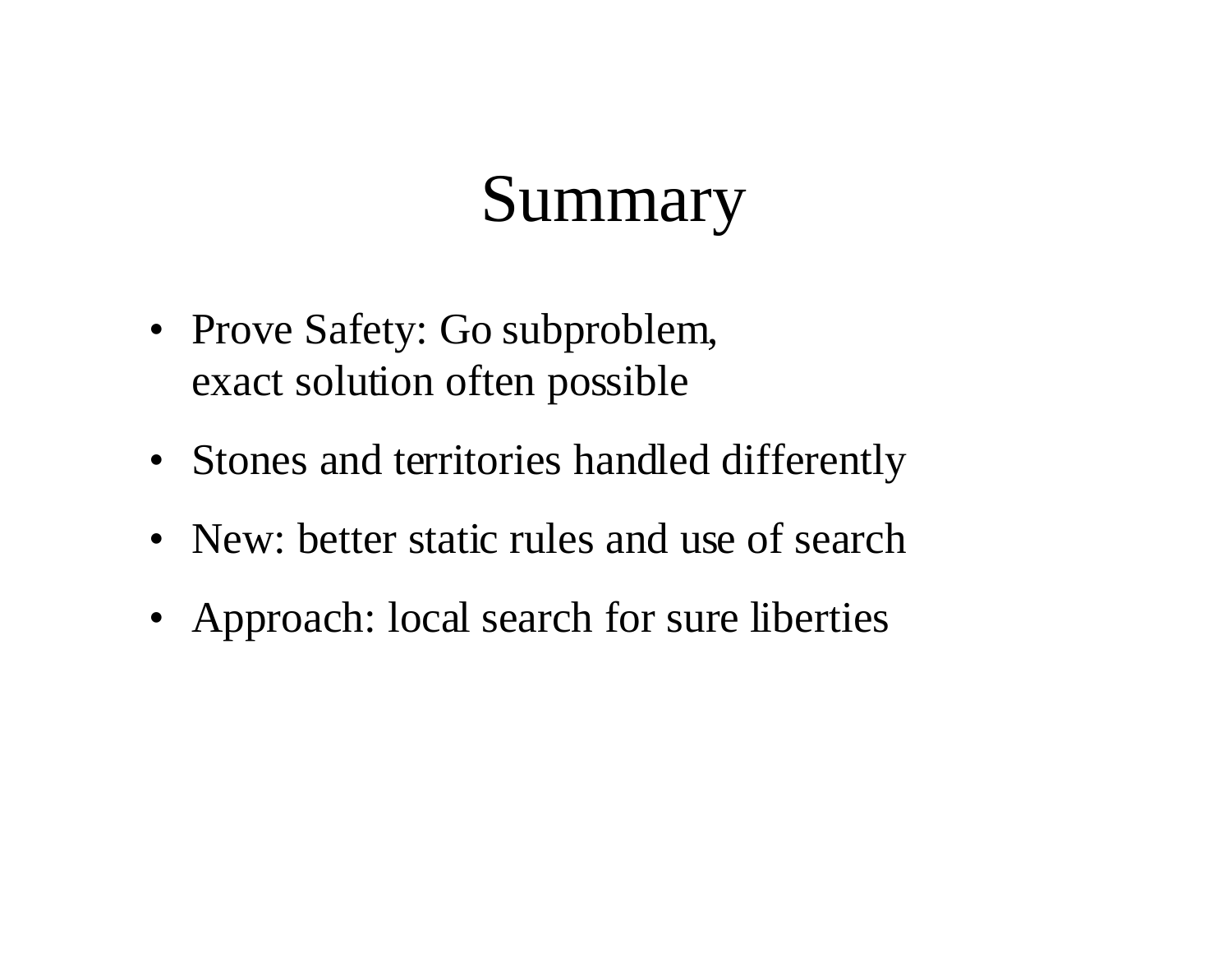# Summary

- Prove Safety: Go subproblem, exact solution often possible
- Stones and territories handled differently
- New: better static rules and use of search
- Approach: local search for sure liberties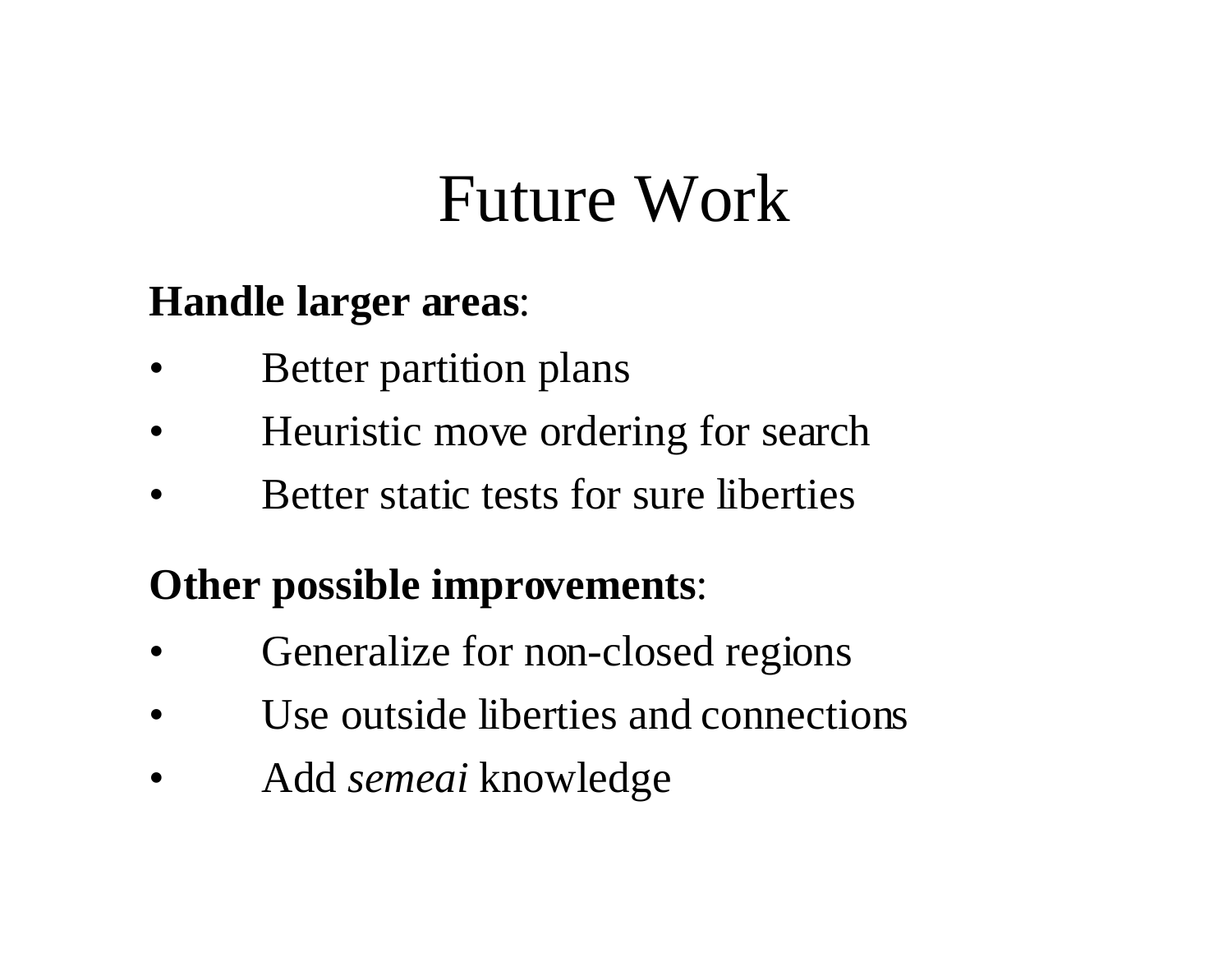# Future Work

**Handle larger areas**:

- Better partition plans
- Heuristic move ordering for search
- Better static tests for sure liberties

**Other possible improvements**:

- Generalize for non-closed regions
- Use outside liberties and connections
- Add *semeai* knowledge